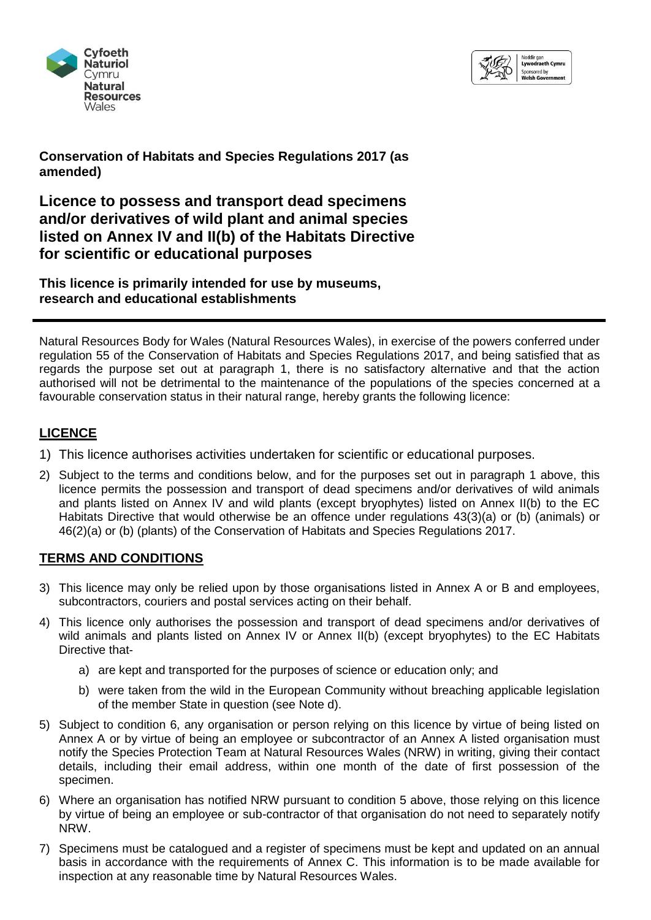**Conservation of Habitats and Species Regulations 2017 (as amended)**

# Licence to possess and transport dead specimens and/or derivatives of wild plant and animal species listed on Annex IV and II(b) of the Habitats Directive for scientific or educational purposes

**This licence is primarily intended for use by museums, research and educational establishments**

---

Natural Resources Body for Wales (Natural Resources Wales), in exercise of the powers conferred under regulation 55 of the Conservation of Habitats and Species Regulations 2017, and being satisfied that as regards the purpose set out at paragraph 1, there is no satisfactory alternative and that the action authorised will not be detrimental to the maintenance of the populations of the species concerned at a favourable conservation status in their natural range, hereby grants the following licence:

## LICENCE

1) This licence authorises activities undertaken for scientific or educational purposes.
2) Subject to the terms and conditions below, and for the purposes set out in paragraph 1 above, this licence permits the possession and transport of dead specimens and/or derivatives of wild animals and plants listed on Annex IV and wild plants (except bryophytes) listed on Annex II(b) to the EC Habitats Directive that would otherwise be an offence under regulations 43(3)(a) or (b) (animals) or 46(2)(a) or (b) (plants) of the Conservation of Habitats and Species Regulations 2017.

## TERMS AND CONDITIONS

3) This licence may only be relied upon by those organisations listed in Annex A or B and employees, subcontractors, couriers and postal services acting on their behalf.
4) This licence only authorises the possession and transport of dead specimens and/or derivatives of wild animals and plants listed on Annex IV or Annex II(b) (except bryophytes) to the EC Habitats Directive that-
   a) are kept and transported for the purposes of science or education only; and
   b) were taken from the wild in the European Community without breaching applicable legislation of the member State in question (see Note d).
5) Subject to condition 6, any organisation or person relying on this licence by virtue of being listed on Annex A or by virtue of being an employee or subcontractor of an Annex A listed organisation must notify the Species Protection Team at Natural Resources Wales (NRW) in writing, giving their contact details, including their email address, within one month of the date of first possession of the specimen.
6) Where an organisation has notified NRW pursuant to condition 5 above, those relying on this licence by virtue of being an employee or sub-contractor of that organisation do not need to separately notify NRW.
7) Specimens must be catalogued and a register of specimens must be kept and updated on an annual basis in accordance with the requirements of Annex C. This information is to be made available for inspection at any reasonable time by Natural Resources Wales.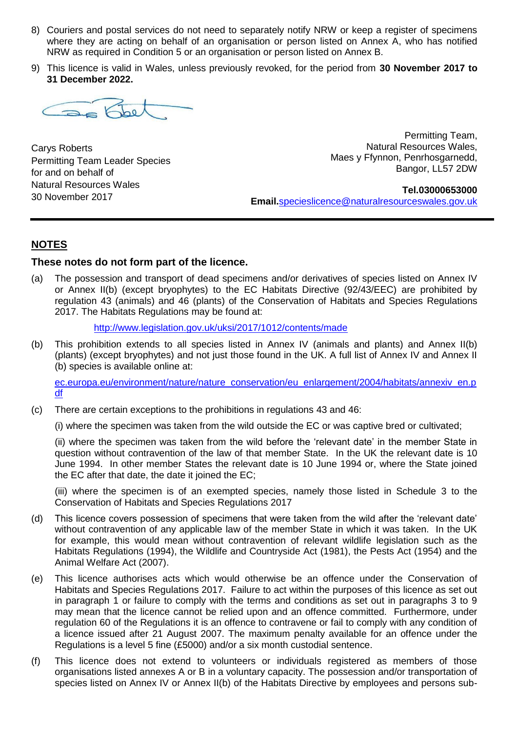8) Couriers and postal services do not need to separately notify NRW or keep a register of specimens where they are acting on behalf of an organisation or person listed on Annex A, who has notified NRW as required in Condition 5 or an organisation or person listed on Annex B.

9) This licence is valid in Wales, unless previously revoked, for the period from **30 November 2017 to 31 December 2022.**

Carys Roberts
Permitting Team Leader Species
for and on behalf of
Natural Resources Wales
30 November 2017

Permitting Team,
Natural Resources Wales,
Maes y Ffynnon, Penrhosgarnedd,
Bangor, LL57 2DW

**Tel.03000653000**
**Email.**specieslicence@naturalresourceswales.gov.uk

---

## NOTES

### These notes do not form part of the licence.

(a) The possession and transport of dead specimens and/or derivatives of species listed on Annex IV or Annex II(b) (except bryophytes) to the EC Habitats Directive (92/43/EEC) are prohibited by regulation 43 (animals) and 46 (plants) of the Conservation of Habitats and Species Regulations 2017. The Habitats Regulations may be found at:

http://www.legislation.gov.uk/uksi/2017/1012/contents/made

(b) This prohibition extends to all species listed in Annex IV (animals and plants) and Annex II(b) (plants) (except bryophytes) and not just those found in the UK. A full list of Annex IV and Annex II (b) species is available online at:

ec.europa.eu/environment/nature/nature_conservation/eu_enlargement/2004/habitats/annexiv_en.pdf

(c) There are certain exceptions to the prohibitions in regulations 43 and 46:

(i) where the specimen was taken from the wild outside the EC or was captive bred or cultivated;

(ii) where the specimen was taken from the wild before the 'relevant date' in the member State in question without contravention of the law of that member State. In the UK the relevant date is 10 June 1994. In other member States the relevant date is 10 June 1994 or, where the State joined the EC after that date, the date it joined the EC;

(iii) where the specimen is of an exempted species, namely those listed in Schedule 3 to the Conservation of Habitats and Species Regulations 2017

(d) This licence covers possession of specimens that were taken from the wild after the 'relevant date' without contravention of any applicable law of the member State in which it was taken. In the UK for example, this would mean without contravention of relevant wildlife legislation such as the Habitats Regulations (1994), the Wildlife and Countryside Act (1981), the Pests Act (1954) and the Animal Welfare Act (2007).

(e) This licence authorises acts which would otherwise be an offence under the Conservation of Habitats and Species Regulations 2017. Failure to act within the purposes of this licence as set out in paragraph 1 or failure to comply with the terms and conditions as set out in paragraphs 3 to 9 may mean that the licence cannot be relied upon and an offence committed. Furthermore, under regulation 60 of the Regulations it is an offence to contravene or fail to comply with any condition of a licence issued after 21 August 2007. The maximum penalty available for an offence under the Regulations is a level 5 fine (£5000) and/or a six month custodial sentence.

(f) This licence does not extend to volunteers or individuals registered as members of those organisations listed annexes A or B in a voluntary capacity. The possession and/or transportation of species listed on Annex IV or Annex II(b) of the Habitats Directive by employees and persons sub-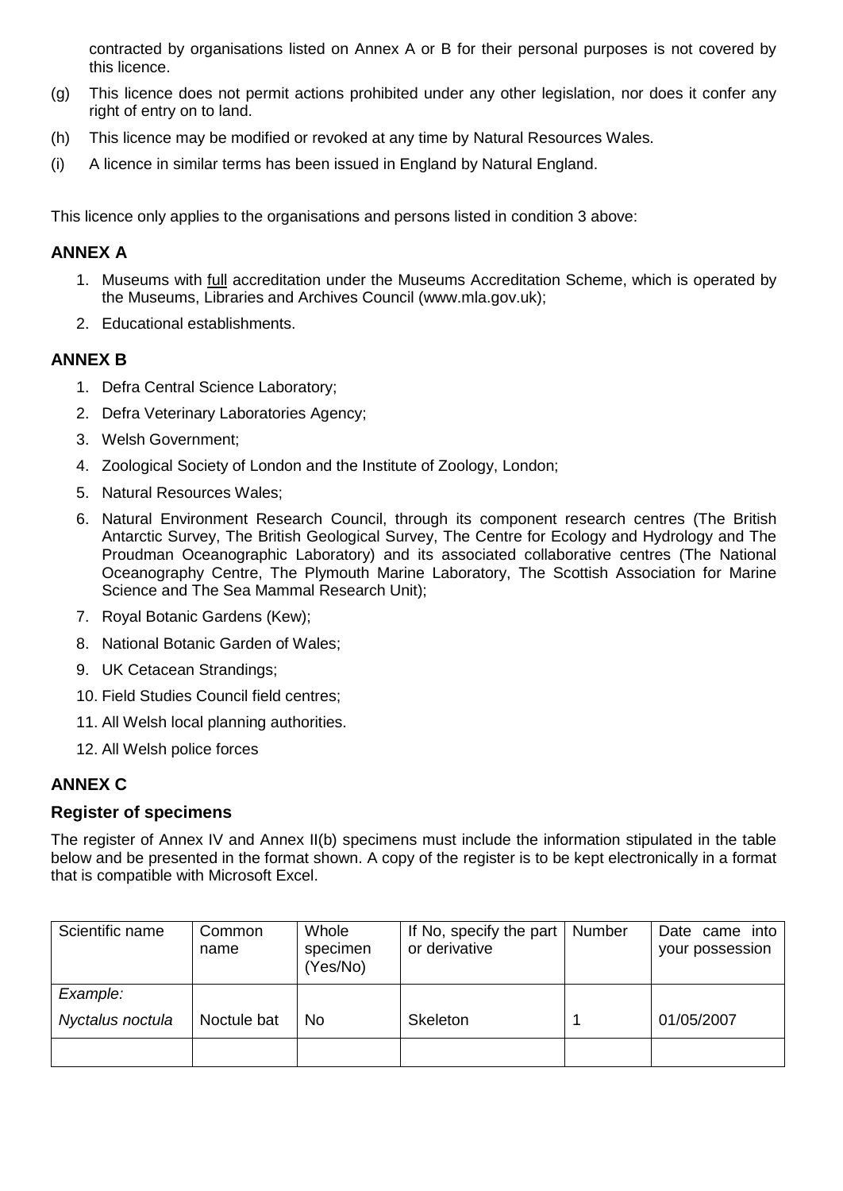contracted by organisations listed on Annex A or B for their personal purposes is not covered by this licence.

(g) This licence does not permit actions prohibited under any other legislation, nor does it confer any right of entry on to land.

(h) This licence may be modified or revoked at any time by Natural Resources Wales.

(i) A licence in similar terms has been issued in England by Natural England.

This licence only applies to the organisations and persons listed in condition 3 above:

## ANNEX A

1. Museums with full accreditation under the Museums Accreditation Scheme, which is operated by the Museums, Libraries and Archives Council (www.mla.gov.uk);
2. Educational establishments.

## ANNEX B

1. Defra Central Science Laboratory;
2. Defra Veterinary Laboratories Agency;
3. Welsh Government;
4. Zoological Society of London and the Institute of Zoology, London;
5. Natural Resources Wales;
6. Natural Environment Research Council, through its component research centres (The British Antarctic Survey, The British Geological Survey, The Centre for Ecology and Hydrology and The Proudman Oceanographic Laboratory) and its associated collaborative centres (The National Oceanography Centre, The Plymouth Marine Laboratory, The Scottish Association for Marine Science and The Sea Mammal Research Unit);
7. Royal Botanic Gardens (Kew);
8. National Botanic Garden of Wales;
9. UK Cetacean Strandings;
10. Field Studies Council field centres;
11. All Welsh local planning authorities.
12. All Welsh police forces

## ANNEX C

### Register of specimens

The register of Annex IV and Annex II(b) specimens must include the information stipulated in the table below and be presented in the format shown. A copy of the register is to be kept electronically in a format that is compatible with Microsoft Excel.

| Scientific name | Common name | Whole specimen (Yes/No) | If No, specify the part or derivative | Number | Date came into your possession |
|---|---|---|---|---|---|
| *Example:* *Nyctalus noctula* | Noctule bat | No | Skeleton | 1 | 01/05/2007 |
| | | | | | |